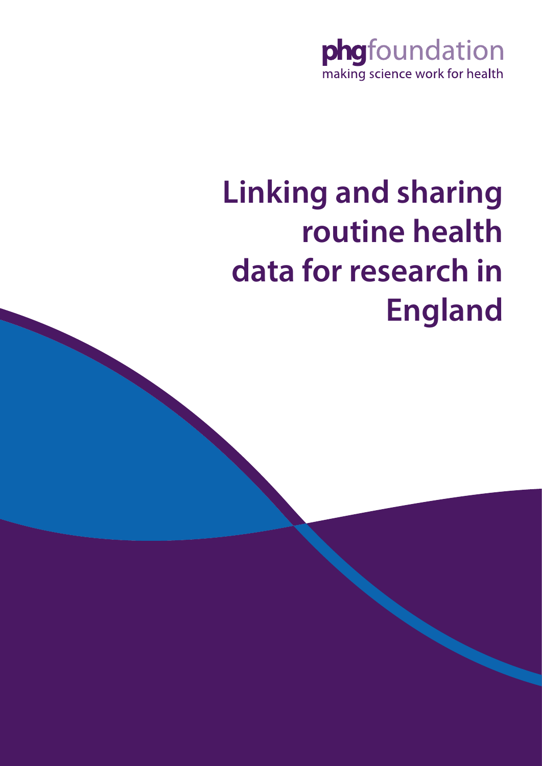phgfoundation

making science work for health

# Linking and sharing routine health data for research in England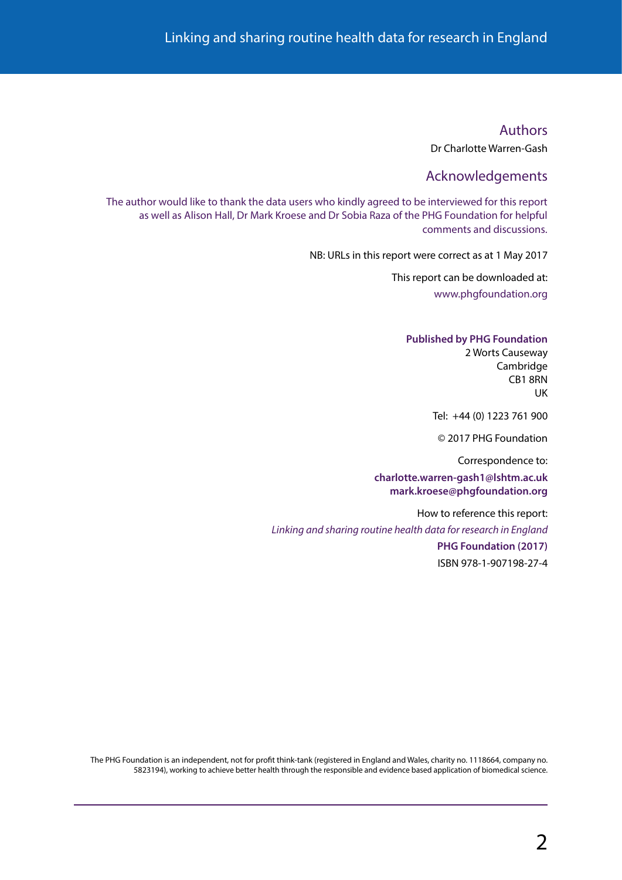## Authors

Dr Charlotte Warren-Gash

## Acknowledgements

The author would like to thank the data users who kindly agreed to be interviewed for this report as well as Alison Hall, Dr Mark Kroese and Dr Sobia Raza of the PHG Foundation for helpful comments and discussions.

NB: URLs in this report were correct as at 1 May 2017

This report can be downloaded at:
www.phgfoundation.org

**Published by PHG Foundation**
2 Worts Causeway
Cambridge
CB1 8RN
UK

Tel: +44 (0) 1223 761 900

© 2017 PHG Foundation

Correspondence to:
**charlotte.warren-gash1@lshtm.ac.uk**
**mark.kroese@phgfoundation.org**

How to reference this report:
*Linking and sharing routine health data for research in England*
**PHG Foundation (2017)**
ISBN 978-1-907198-27-4

The PHG Foundation is an independent, not for profit think-tank (registered in England and Wales, charity no. 1118664, company no. 5823194), working to achieve better health through the responsible and evidence based application of biomedical science.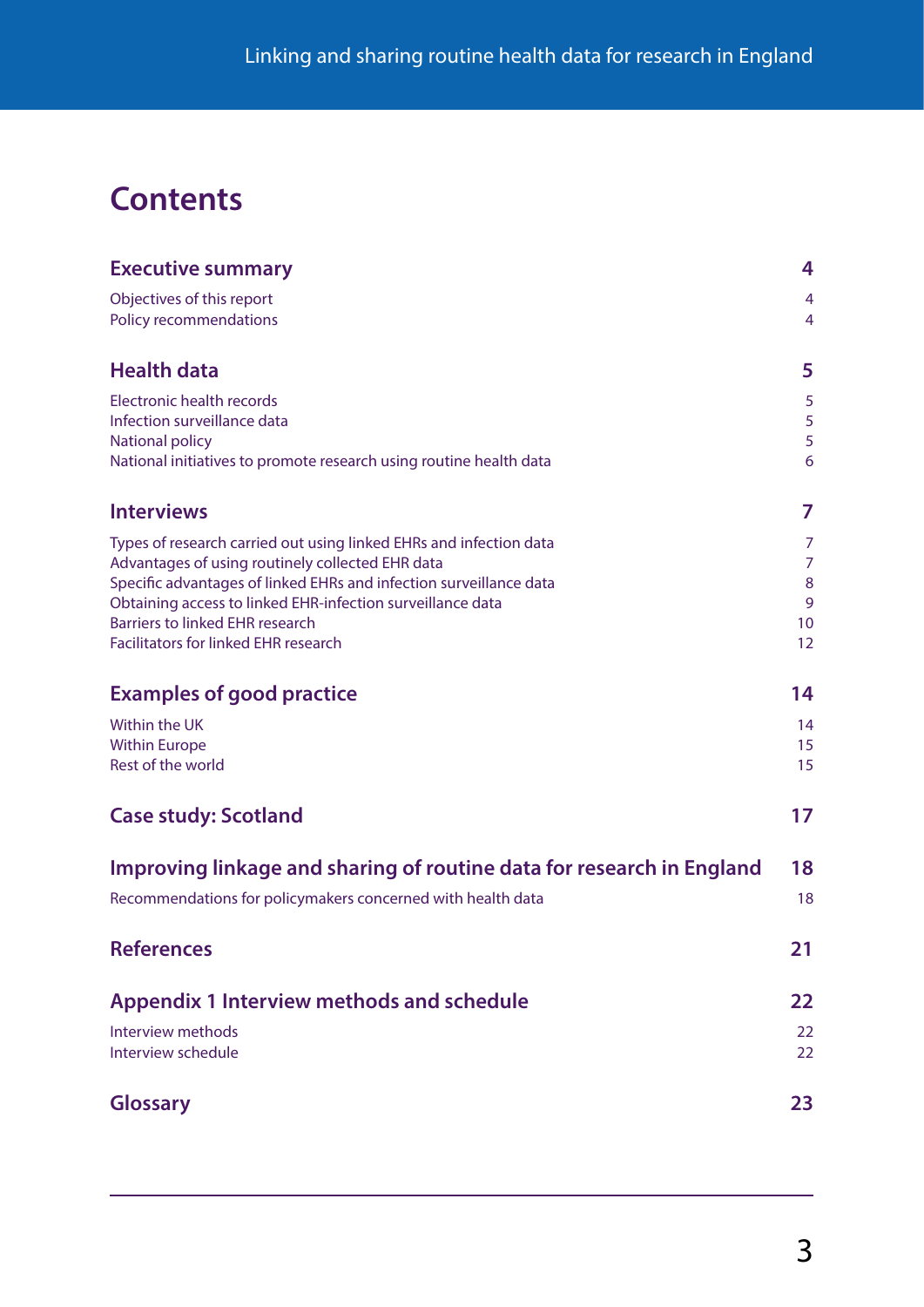# Contents

| | |
|---|---|
| **Executive summary** | **4** |
| Objectives of this report | 4 |
| Policy recommendations | 4 |
| **Health data** | **5** |
| Electronic health records | 5 |
| Infection surveillance data | 5 |
| National policy | 5 |
| National initiatives to promote research using routine health data | 6 |
| **Interviews** | **7** |
| Types of research carried out using linked EHRs and infection data | 7 |
| Advantages of using routinely collected EHR data | 7 |
| Specific advantages of linked EHRs and infection surveillance data | 8 |
| Obtaining access to linked EHR-infection surveillance data | 9 |
| Barriers to linked EHR research | 10 |
| Facilitators for linked EHR research | 12 |
| **Examples of good practice** | **14** |
| Within the UK | 14 |
| Within Europe | 15 |
| Rest of the world | 15 |
| **Case study: Scotland** | **17** |
| **Improving linkage and sharing of routine data for research in England** | **18** |
| Recommendations for policymakers concerned with health data | 18 |
| **References** | **21** |
| **Appendix 1 Interview methods and schedule** | **22** |
| Interview methods | 22 |
| Interview schedule | 22 |
| **Glossary** | **23** |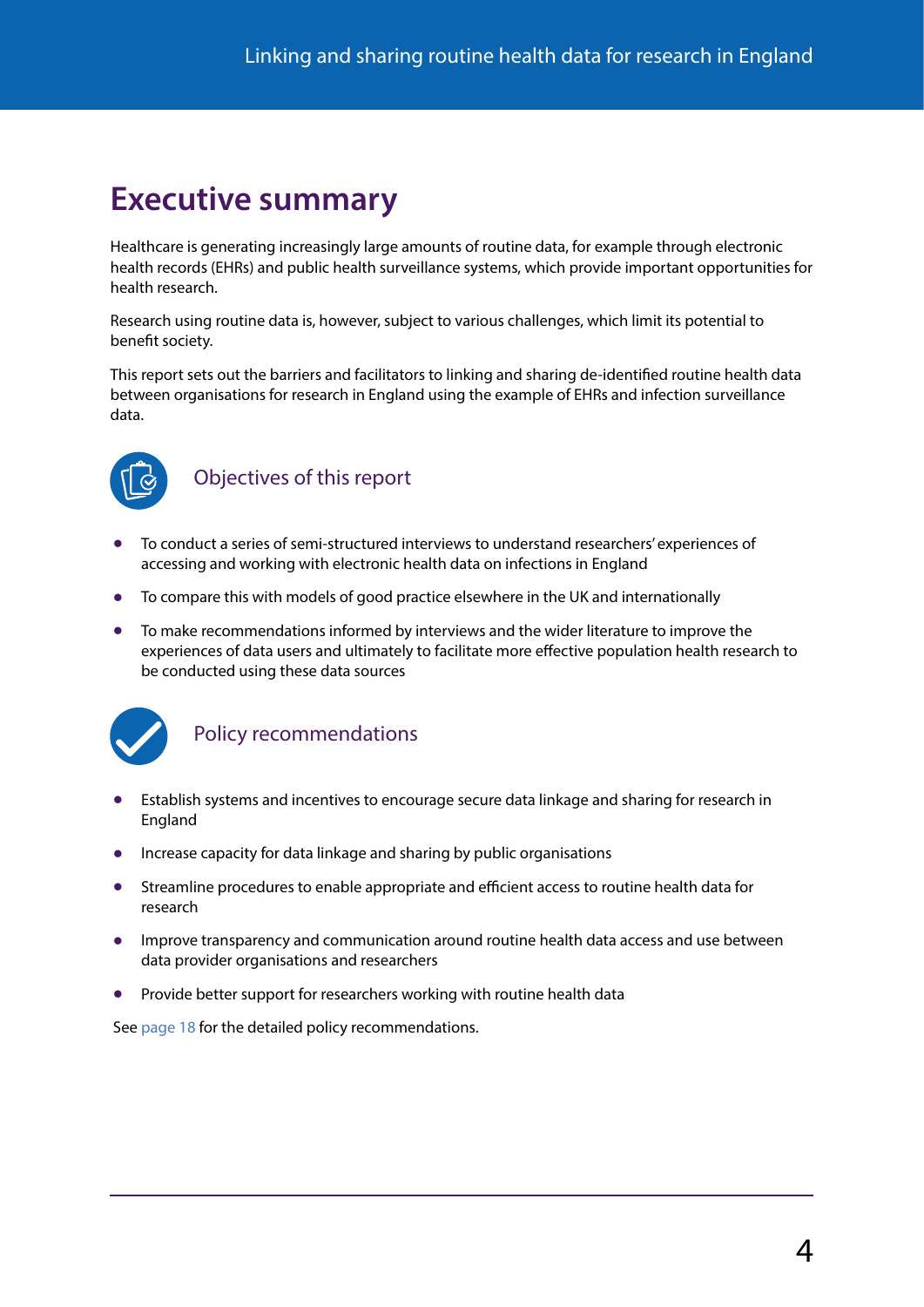# Executive summary

Healthcare is generating increasingly large amounts of routine data, for example through electronic health records (EHRs) and public health surveillance systems, which provide important opportunities for health research.

Research using routine data is, however, subject to various challenges, which limit its potential to benefit society.

This report sets out the barriers and facilitators to linking and sharing de-identified routine health data between organisations for research in England using the example of EHRs and infection surveillance data.

## Objectives of this report

- To conduct a series of semi-structured interviews to understand researchers' experiences of accessing and working with electronic health data on infections in England
- To compare this with models of good practice elsewhere in the UK and internationally
- To make recommendations informed by interviews and the wider literature to improve the experiences of data users and ultimately to facilitate more effective population health research to be conducted using these data sources

## Policy recommendations

- Establish systems and incentives to encourage secure data linkage and sharing for research in England
- Increase capacity for data linkage and sharing by public organisations
- Streamline procedures to enable appropriate and efficient access to routine health data for research
- Improve transparency and communication around routine health data access and use between data provider organisations and researchers
- Provide better support for researchers working with routine health data

See page 18 for the detailed policy recommendations.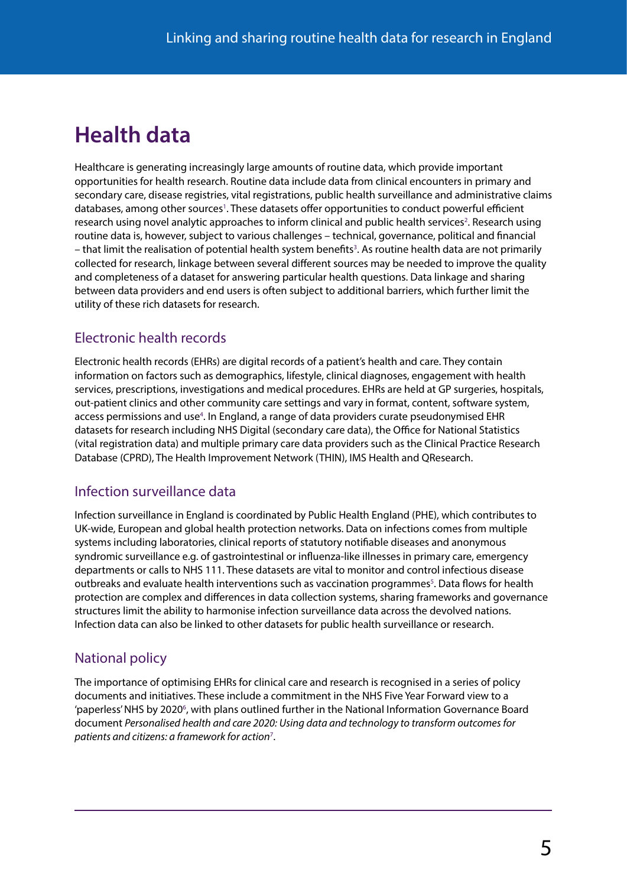# Health data

Healthcare is generating increasingly large amounts of routine data, which provide important opportunities for health research. Routine data include data from clinical encounters in primary and secondary care, disease registries, vital registrations, public health surveillance and administrative claims databases, among other sources[1]. These datasets offer opportunities to conduct powerful efficient research using novel analytic approaches to inform clinical and public health services[2]. Research using routine data is, however, subject to various challenges – technical, governance, political and financial – that limit the realisation of potential health system benefits[3]. As routine health data are not primarily collected for research, linkage between several different sources may be needed to improve the quality and completeness of a dataset for answering particular health questions. Data linkage and sharing between data providers and end users is often subject to additional barriers, which further limit the utility of these rich datasets for research.

## Electronic health records

Electronic health records (EHRs) are digital records of a patient's health and care. They contain information on factors such as demographics, lifestyle, clinical diagnoses, engagement with health services, prescriptions, investigations and medical procedures. EHRs are held at GP surgeries, hospitals, out-patient clinics and other community care settings and vary in format, content, software system, access permissions and use[4]. In England, a range of data providers curate pseudonymised EHR datasets for research including NHS Digital (secondary care data), the Office for National Statistics (vital registration data) and multiple primary care data providers such as the Clinical Practice Research Database (CPRD), The Health Improvement Network (THIN), IMS Health and QResearch.

## Infection surveillance data

Infection surveillance in England is coordinated by Public Health England (PHE), which contributes to UK-wide, European and global health protection networks. Data on infections comes from multiple systems including laboratories, clinical reports of statutory notifiable diseases and anonymous syndromic surveillance e.g. of gastrointestinal or influenza-like illnesses in primary care, emergency departments or calls to NHS 111. These datasets are vital to monitor and control infectious disease outbreaks and evaluate health interventions such as vaccination programmes[5]. Data flows for health protection are complex and differences in data collection systems, sharing frameworks and governance structures limit the ability to harmonise infection surveillance data across the devolved nations. Infection data can also be linked to other datasets for public health surveillance or research.

## National policy

The importance of optimising EHRs for clinical care and research is recognised in a series of policy documents and initiatives. These include a commitment in the NHS Five Year Forward view to a 'paperless' NHS by 2020[6], with plans outlined further in the National Information Governance Board document *Personalised health and care 2020: Using data and technology to transform outcomes for patients and citizens: a framework for action*[7].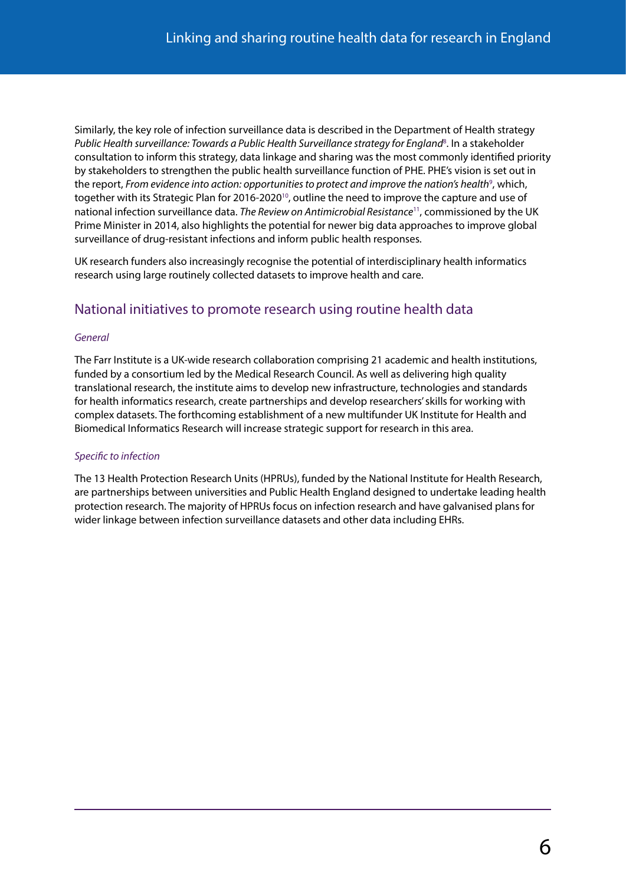Similarly, the key role of infection surveillance data is described in the Department of Health strategy *Public Health surveillance: Towards a Public Health Surveillance strategy for England*[8]. In a stakeholder consultation to inform this strategy, data linkage and sharing was the most commonly identified priority by stakeholders to strengthen the public health surveillance function of PHE. PHE's vision is set out in the report, *From evidence into action: opportunities to protect and improve the nation's health*[9], which, together with its Strategic Plan for 2016-2020[10], outline the need to improve the capture and use of national infection surveillance data. *The Review on Antimicrobial Resistance*[11], commissioned by the UK Prime Minister in 2014, also highlights the potential for newer big data approaches to improve global surveillance of drug-resistant infections and inform public health responses.

UK research funders also increasingly recognise the potential of interdisciplinary health informatics research using large routinely collected datasets to improve health and care.

## National initiatives to promote research using routine health data

### *General*

The Farr Institute is a UK-wide research collaboration comprising 21 academic and health institutions, funded by a consortium led by the Medical Research Council. As well as delivering high quality translational research, the institute aims to develop new infrastructure, technologies and standards for health informatics research, create partnerships and develop researchers' skills for working with complex datasets. The forthcoming establishment of a new multifunder UK Institute for Health and Biomedical Informatics Research will increase strategic support for research in this area.

### *Specific to infection*

The 13 Health Protection Research Units (HPRUs), funded by the National Institute for Health Research, are partnerships between universities and Public Health England designed to undertake leading health protection research. The majority of HPRUs focus on infection research and have galvanised plans for wider linkage between infection surveillance datasets and other data including EHRs.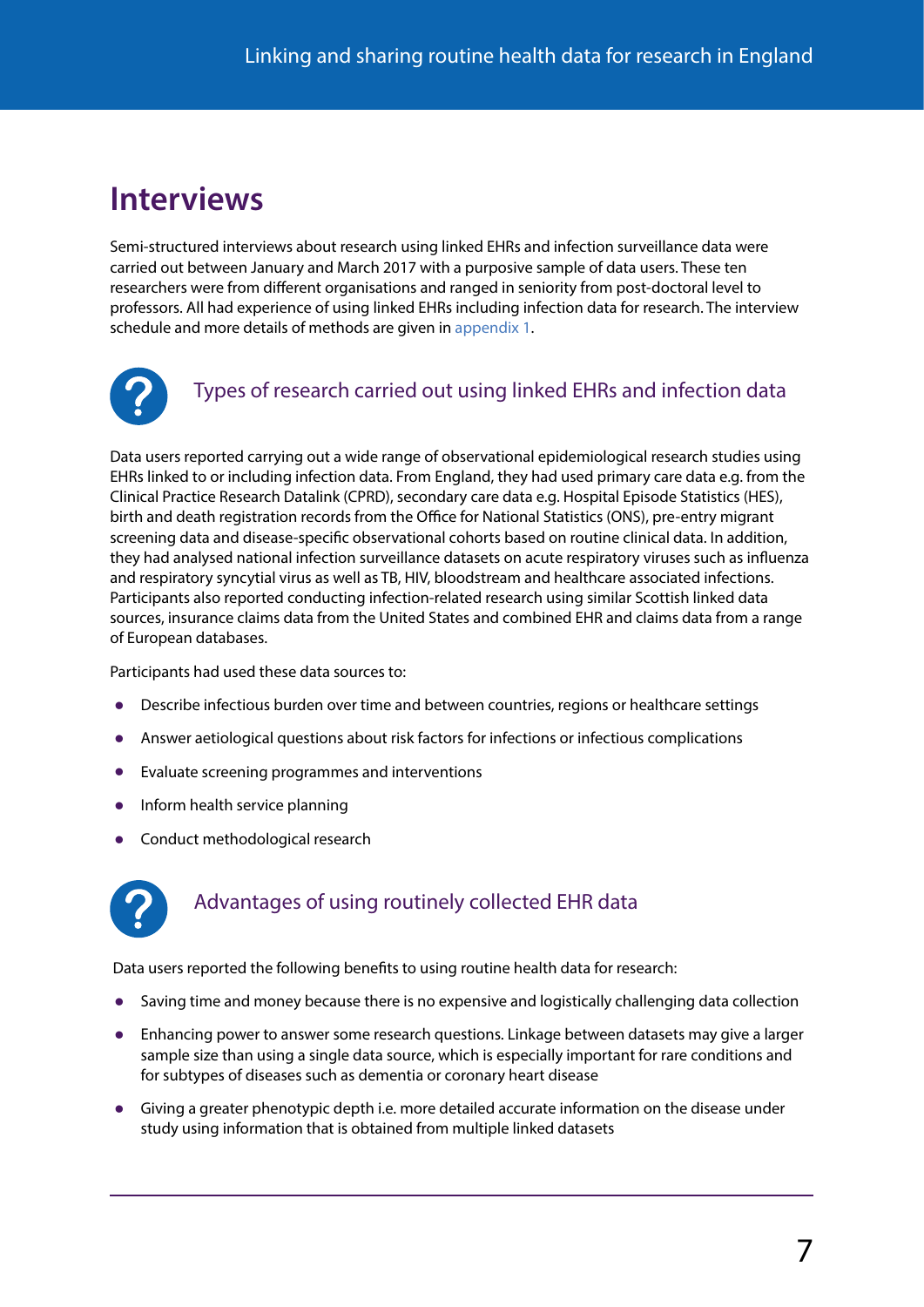# Interviews

Semi-structured interviews about research using linked EHRs and infection surveillance data were carried out between January and March 2017 with a purposive sample of data users. These ten researchers were from different organisations and ranged in seniority from post-doctoral level to professors. All had experience of using linked EHRs including infection data for research. The interview schedule and more details of methods are given in appendix 1.

## Types of research carried out using linked EHRs and infection data

Data users reported carrying out a wide range of observational epidemiological research studies using EHRs linked to or including infection data. From England, they had used primary care data e.g. from the Clinical Practice Research Datalink (CPRD), secondary care data e.g. Hospital Episode Statistics (HES), birth and death registration records from the Office for National Statistics (ONS), pre-entry migrant screening data and disease-specific observational cohorts based on routine clinical data. In addition, they had analysed national infection surveillance datasets on acute respiratory viruses such as influenza and respiratory syncytial virus as well as TB, HIV, bloodstream and healthcare associated infections. Participants also reported conducting infection-related research using similar Scottish linked data sources, insurance claims data from the United States and combined EHR and claims data from a range of European databases.

Participants had used these data sources to:

- Describe infectious burden over time and between countries, regions or healthcare settings
- Answer aetiological questions about risk factors for infections or infectious complications
- Evaluate screening programmes and interventions
- Inform health service planning
- Conduct methodological research

## Advantages of using routinely collected EHR data

Data users reported the following benefits to using routine health data for research:

- Saving time and money because there is no expensive and logistically challenging data collection
- Enhancing power to answer some research questions. Linkage between datasets may give a larger sample size than using a single data source, which is especially important for rare conditions and for subtypes of diseases such as dementia or coronary heart disease
- Giving a greater phenotypic depth i.e. more detailed accurate information on the disease under study using information that is obtained from multiple linked datasets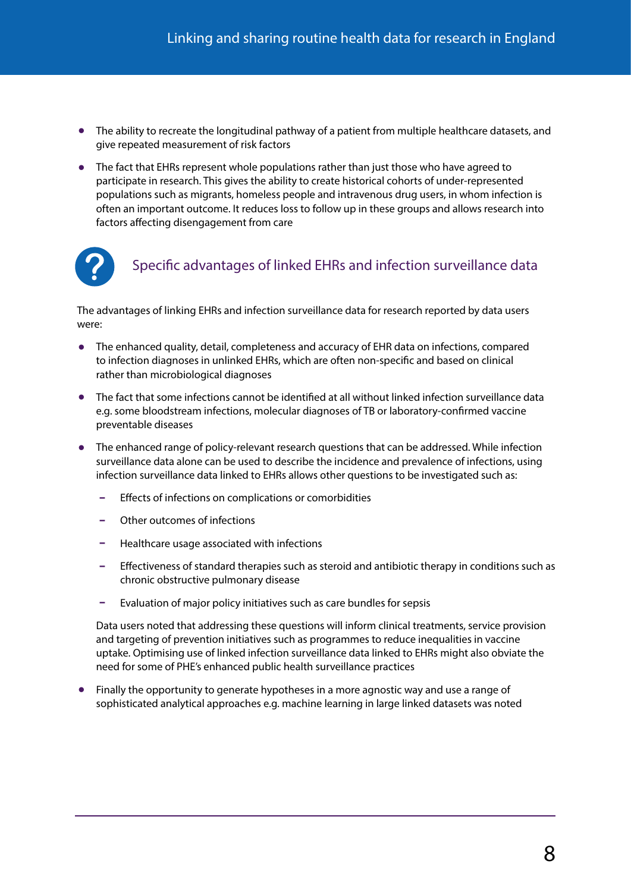- The ability to recreate the longitudinal pathway of a patient from multiple healthcare datasets, and give repeated measurement of risk factors
- The fact that EHRs represent whole populations rather than just those who have agreed to participate in research. This gives the ability to create historical cohorts of under-represented populations such as migrants, homeless people and intravenous drug users, in whom infection is often an important outcome. It reduces loss to follow up in these groups and allows research into factors affecting disengagement from care

## Specific advantages of linked EHRs and infection surveillance data

The advantages of linking EHRs and infection surveillance data for research reported by data users were:

- The enhanced quality, detail, completeness and accuracy of EHR data on infections, compared to infection diagnoses in unlinked EHRs, which are often non-specific and based on clinical rather than microbiological diagnoses
- The fact that some infections cannot be identified at all without linked infection surveillance data e.g. some bloodstream infections, molecular diagnoses of TB or laboratory-confirmed vaccine preventable diseases
- The enhanced range of policy-relevant research questions that can be addressed. While infection surveillance data alone can be used to describe the incidence and prevalence of infections, using infection surveillance data linked to EHRs allows other questions to be investigated such as:
  - Effects of infections on complications or comorbidities
  - Other outcomes of infections
  - Healthcare usage associated with infections
  - Effectiveness of standard therapies such as steroid and antibiotic therapy in conditions such as chronic obstructive pulmonary disease
  - Evaluation of major policy initiatives such as care bundles for sepsis

  Data users noted that addressing these questions will inform clinical treatments, service provision and targeting of prevention initiatives such as programmes to reduce inequalities in vaccine uptake. Optimising use of linked infection surveillance data linked to EHRs might also obviate the need for some of PHE's enhanced public health surveillance practices
- Finally the opportunity to generate hypotheses in a more agnostic way and use a range of sophisticated analytical approaches e.g. machine learning in large linked datasets was noted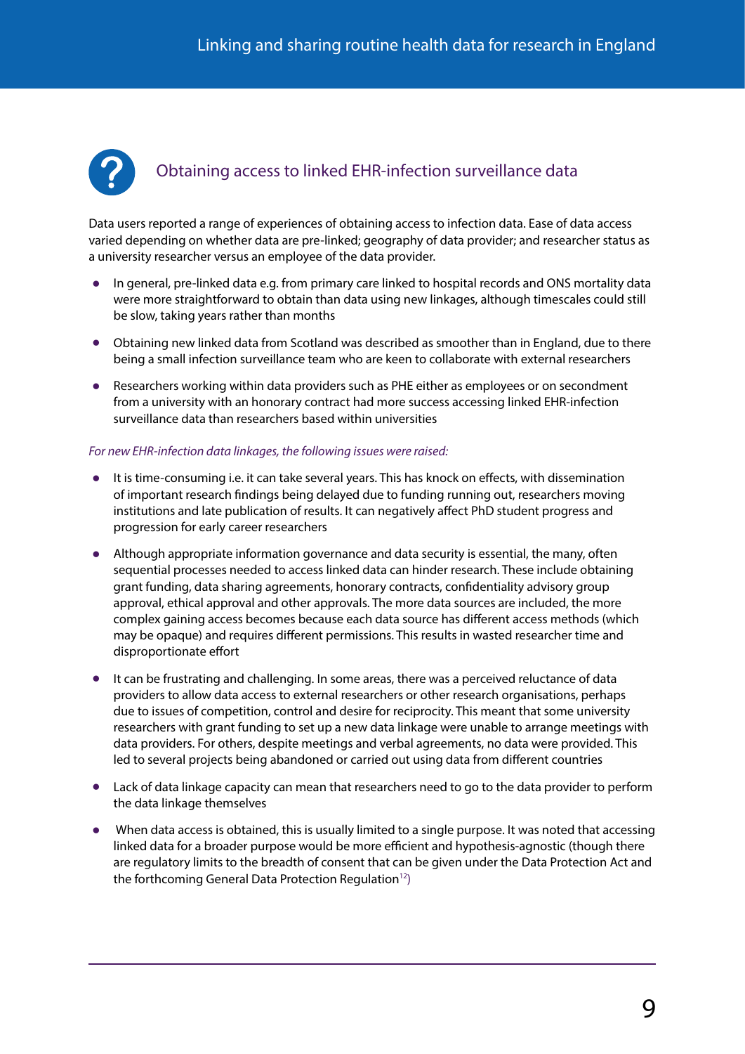## Obtaining access to linked EHR-infection surveillance data

Data users reported a range of experiences of obtaining access to infection data. Ease of data access varied depending on whether data are pre-linked; geography of data provider; and researcher status as a university researcher versus an employee of the data provider.

- In general, pre-linked data e.g. from primary care linked to hospital records and ONS mortality data were more straightforward to obtain than data using new linkages, although timescales could still be slow, taking years rather than months
- Obtaining new linked data from Scotland was described as smoother than in England, due to there being a small infection surveillance team who are keen to collaborate with external researchers
- Researchers working within data providers such as PHE either as employees or on secondment from a university with an honorary contract had more success accessing linked EHR-infection surveillance data than researchers based within universities

*For new EHR-infection data linkages, the following issues were raised:*

- It is time-consuming i.e. it can take several years. This has knock on effects, with dissemination of important research findings being delayed due to funding running out, researchers moving institutions and late publication of results. It can negatively affect PhD student progress and progression for early career researchers
- Although appropriate information governance and data security is essential, the many, often sequential processes needed to access linked data can hinder research. These include obtaining grant funding, data sharing agreements, honorary contracts, confidentiality advisory group approval, ethical approval and other approvals. The more data sources are included, the more complex gaining access becomes because each data source has different access methods (which may be opaque) and requires different permissions. This results in wasted researcher time and disproportionate effort
- It can be frustrating and challenging. In some areas, there was a perceived reluctance of data providers to allow data access to external researchers or other research organisations, perhaps due to issues of competition, control and desire for reciprocity. This meant that some university researchers with grant funding to set up a new data linkage were unable to arrange meetings with data providers. For others, despite meetings and verbal agreements, no data were provided. This led to several projects being abandoned or carried out using data from different countries
- Lack of data linkage capacity can mean that researchers need to go to the data provider to perform the data linkage themselves
- When data access is obtained, this is usually limited to a single purpose. It was noted that accessing linked data for a broader purpose would be more efficient and hypothesis-agnostic (though there are regulatory limits to the breadth of consent that can be given under the Data Protection Act and the forthcoming General Data Protection Regulation[12])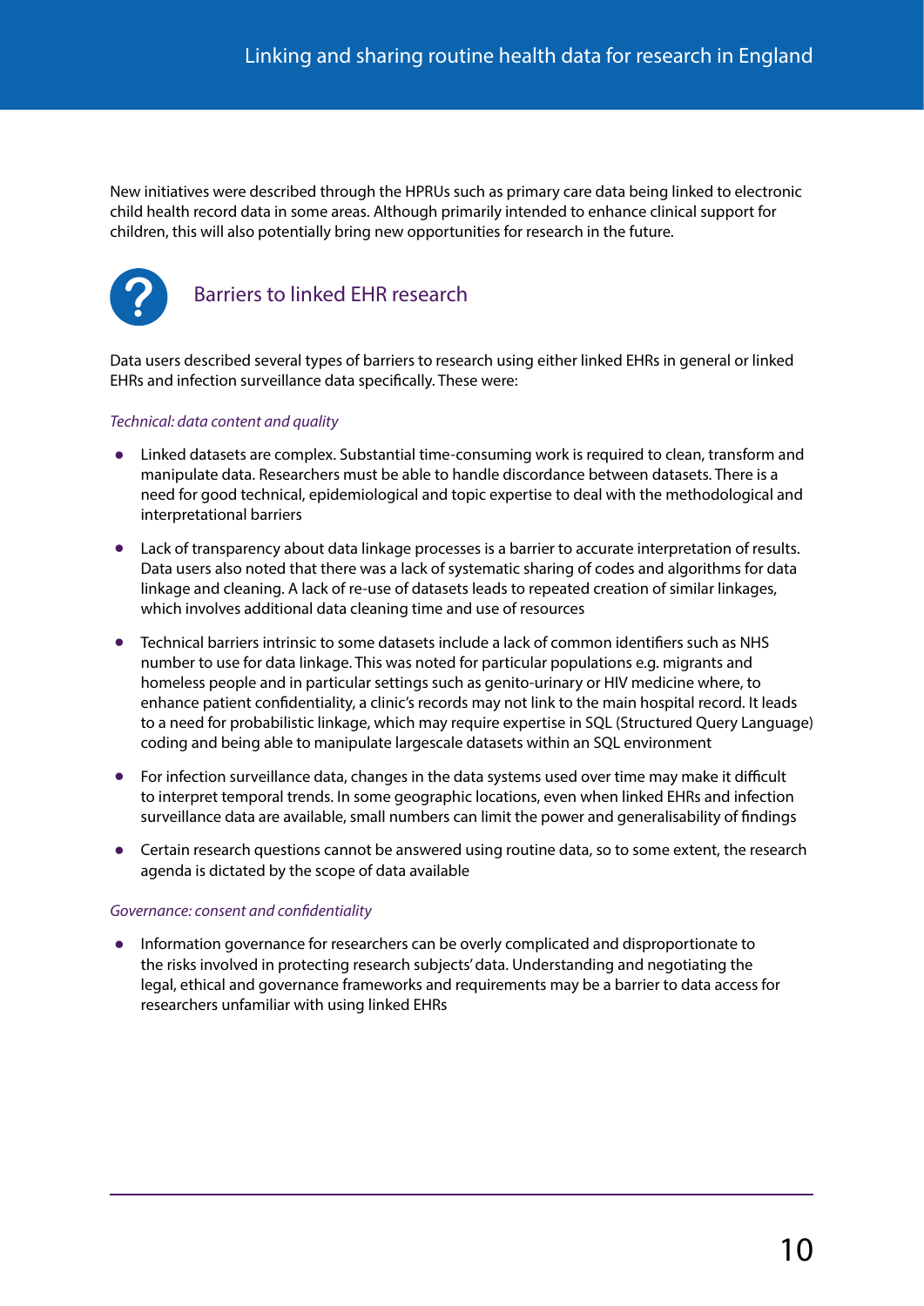New initiatives were described through the HPRUs such as primary care data being linked to electronic child health record data in some areas. Although primarily intended to enhance clinical support for children, this will also potentially bring new opportunities for research in the future.

## Barriers to linked EHR research

Data users described several types of barriers to research using either linked EHRs in general or linked EHRs and infection surveillance data specifically. These were:

*Technical: data content and quality*

- Linked datasets are complex. Substantial time-consuming work is required to clean, transform and manipulate data. Researchers must be able to handle discordance between datasets. There is a need for good technical, epidemiological and topic expertise to deal with the methodological and interpretational barriers
- Lack of transparency about data linkage processes is a barrier to accurate interpretation of results. Data users also noted that there was a lack of systematic sharing of codes and algorithms for data linkage and cleaning. A lack of re-use of datasets leads to repeated creation of similar linkages, which involves additional data cleaning time and use of resources
- Technical barriers intrinsic to some datasets include a lack of common identifiers such as NHS number to use for data linkage. This was noted for particular populations e.g. migrants and homeless people and in particular settings such as genito-urinary or HIV medicine where, to enhance patient confidentiality, a clinic's records may not link to the main hospital record. It leads to a need for probabilistic linkage, which may require expertise in SQL (Structured Query Language) coding and being able to manipulate largescale datasets within an SQL environment
- For infection surveillance data, changes in the data systems used over time may make it difficult to interpret temporal trends. In some geographic locations, even when linked EHRs and infection surveillance data are available, small numbers can limit the power and generalisability of findings
- Certain research questions cannot be answered using routine data, so to some extent, the research agenda is dictated by the scope of data available

*Governance: consent and confidentiality*

- Information governance for researchers can be overly complicated and disproportionate to the risks involved in protecting research subjects' data. Understanding and negotiating the legal, ethical and governance frameworks and requirements may be a barrier to data access for researchers unfamiliar with using linked EHRs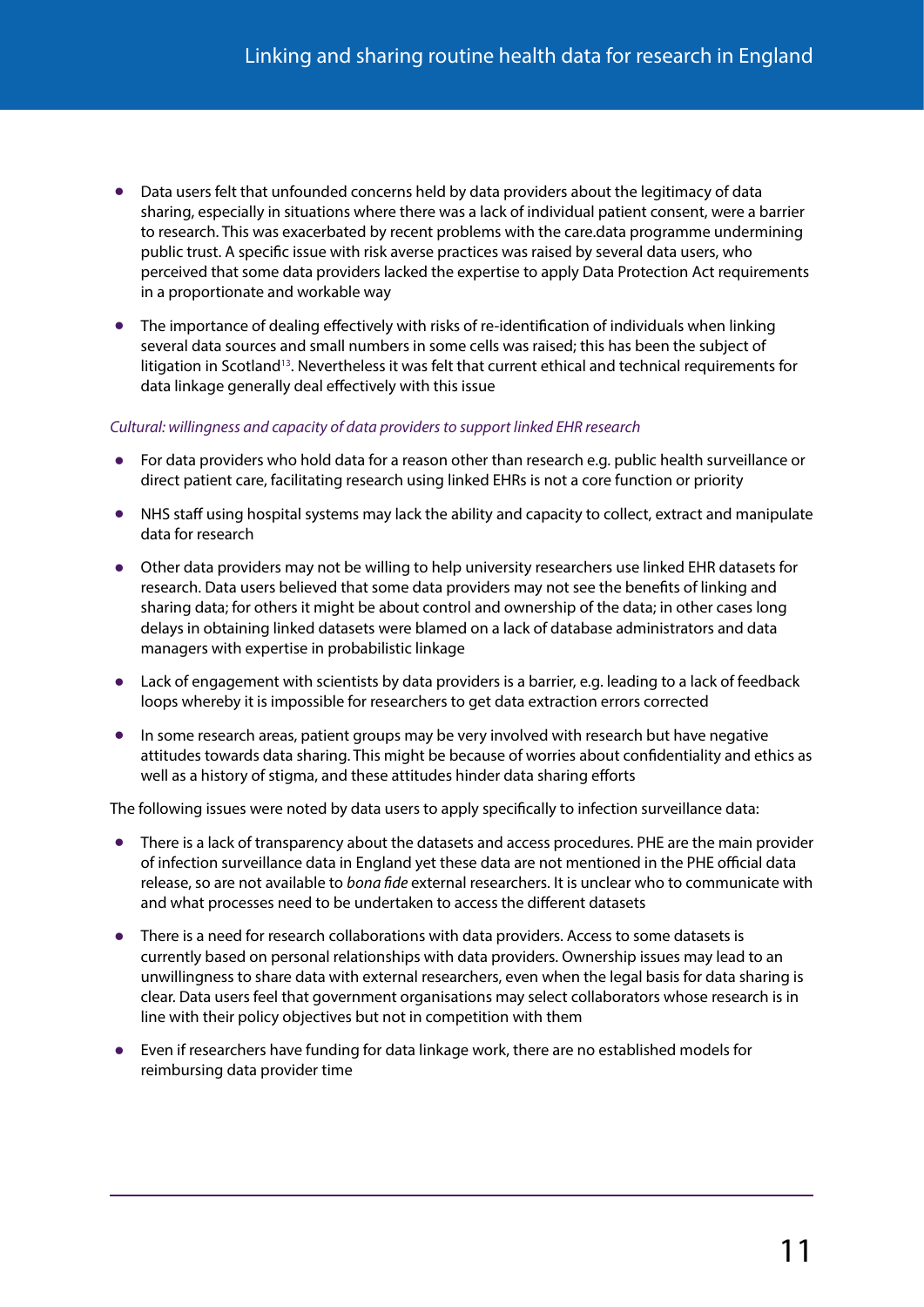- Data users felt that unfounded concerns held by data providers about the legitimacy of data sharing, especially in situations where there was a lack of individual patient consent, were a barrier to research. This was exacerbated by recent problems with the care.data programme undermining public trust. A specific issue with risk averse practices was raised by several data users, who perceived that some data providers lacked the expertise to apply Data Protection Act requirements in a proportionate and workable way

- The importance of dealing effectively with risks of re-identification of individuals when linking several data sources and small numbers in some cells was raised; this has been the subject of litigation in Scotland[13]. Nevertheless it was felt that current ethical and technical requirements for data linkage generally deal effectively with this issue

*Cultural: willingness and capacity of data providers to support linked EHR research*

- For data providers who hold data for a reason other than research e.g. public health surveillance or direct patient care, facilitating research using linked EHRs is not a core function or priority

- NHS staff using hospital systems may lack the ability and capacity to collect, extract and manipulate data for research

- Other data providers may not be willing to help university researchers use linked EHR datasets for research. Data users believed that some data providers may not see the benefits of linking and sharing data; for others it might be about control and ownership of the data; in other cases long delays in obtaining linked datasets were blamed on a lack of database administrators and data managers with expertise in probabilistic linkage

- Lack of engagement with scientists by data providers is a barrier, e.g. leading to a lack of feedback loops whereby it is impossible for researchers to get data extraction errors corrected

- In some research areas, patient groups may be very involved with research but have negative attitudes towards data sharing. This might be because of worries about confidentiality and ethics as well as a history of stigma, and these attitudes hinder data sharing efforts

The following issues were noted by data users to apply specifically to infection surveillance data:

- There is a lack of transparency about the datasets and access procedures. PHE are the main provider of infection surveillance data in England yet these data are not mentioned in the PHE official data release, so are not available to *bona fide* external researchers. It is unclear who to communicate with and what processes need to be undertaken to access the different datasets

- There is a need for research collaborations with data providers. Access to some datasets is currently based on personal relationships with data providers. Ownership issues may lead to an unwillingness to share data with external researchers, even when the legal basis for data sharing is clear. Data users feel that government organisations may select collaborators whose research is in line with their policy objectives but not in competition with them

- Even if researchers have funding for data linkage work, there are no established models for reimbursing data provider time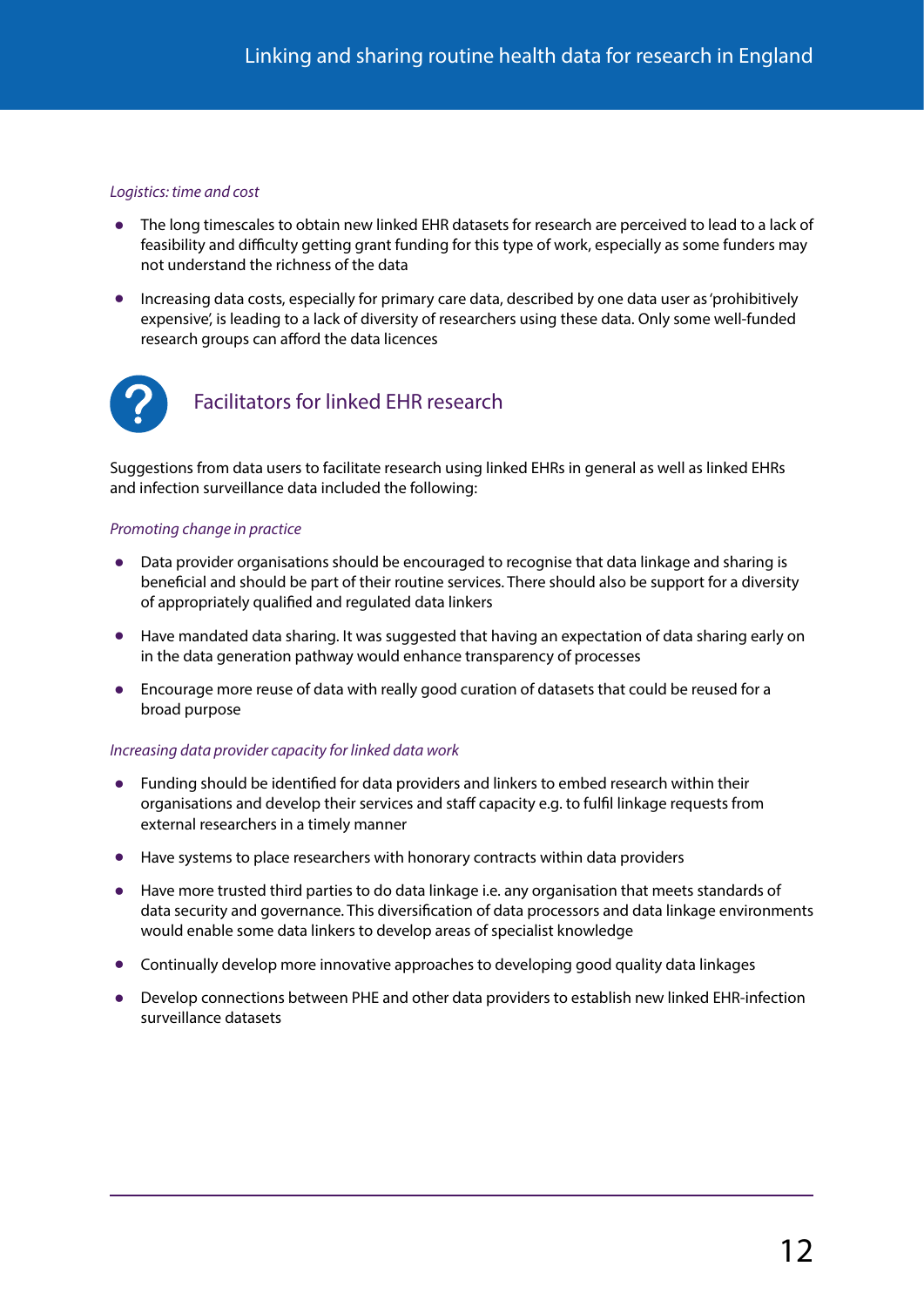*Logistics: time and cost*

- The long timescales to obtain new linked EHR datasets for research are perceived to lead to a lack of feasibility and difficulty getting grant funding for this type of work, especially as some funders may not understand the richness of the data
- Increasing data costs, especially for primary care data, described by one data user as 'prohibitively expensive', is leading to a lack of diversity of researchers using these data. Only some well-funded research groups can afford the data licences

## Facilitators for linked EHR research

Suggestions from data users to facilitate research using linked EHRs in general as well as linked EHRs and infection surveillance data included the following:

*Promoting change in practice*

- Data provider organisations should be encouraged to recognise that data linkage and sharing is beneficial and should be part of their routine services. There should also be support for a diversity of appropriately qualified and regulated data linkers
- Have mandated data sharing. It was suggested that having an expectation of data sharing early on in the data generation pathway would enhance transparency of processes
- Encourage more reuse of data with really good curation of datasets that could be reused for a broad purpose

*Increasing data provider capacity for linked data work*

- Funding should be identified for data providers and linkers to embed research within their organisations and develop their services and staff capacity e.g. to fulfil linkage requests from external researchers in a timely manner
- Have systems to place researchers with honorary contracts within data providers
- Have more trusted third parties to do data linkage i.e. any organisation that meets standards of data security and governance. This diversification of data processors and data linkage environments would enable some data linkers to develop areas of specialist knowledge
- Continually develop more innovative approaches to developing good quality data linkages
- Develop connections between PHE and other data providers to establish new linked EHR-infection surveillance datasets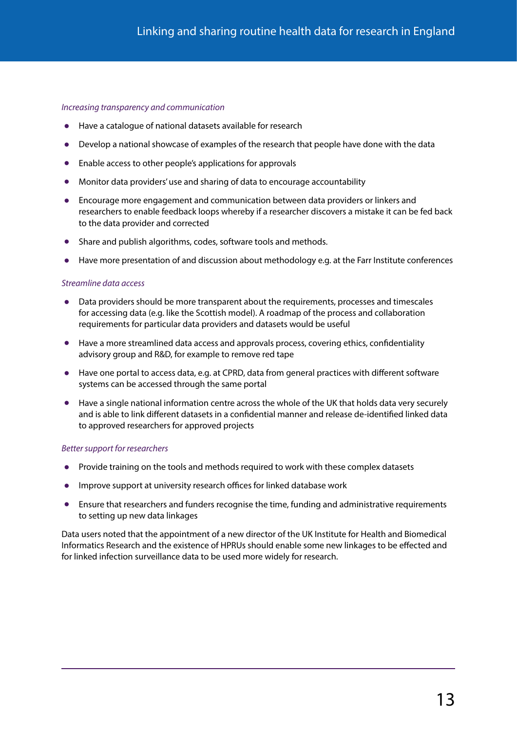*Increasing transparency and communication*

- Have a catalogue of national datasets available for research
- Develop a national showcase of examples of the research that people have done with the data
- Enable access to other people's applications for approvals
- Monitor data providers' use and sharing of data to encourage accountability
- Encourage more engagement and communication between data providers or linkers and researchers to enable feedback loops whereby if a researcher discovers a mistake it can be fed back to the data provider and corrected
- Share and publish algorithms, codes, software tools and methods.
- Have more presentation of and discussion about methodology e.g. at the Farr Institute conferences

*Streamline data access*

- Data providers should be more transparent about the requirements, processes and timescales for accessing data (e.g. like the Scottish model). A roadmap of the process and collaboration requirements for particular data providers and datasets would be useful
- Have a more streamlined data access and approvals process, covering ethics, confidentiality advisory group and R&D, for example to remove red tape
- Have one portal to access data, e.g. at CPRD, data from general practices with different software systems can be accessed through the same portal
- Have a single national information centre across the whole of the UK that holds data very securely and is able to link different datasets in a confidential manner and release de-identified linked data to approved researchers for approved projects

*Better support for researchers*

- Provide training on the tools and methods required to work with these complex datasets
- Improve support at university research offices for linked database work
- Ensure that researchers and funders recognise the time, funding and administrative requirements to setting up new data linkages

Data users noted that the appointment of a new director of the UK Institute for Health and Biomedical Informatics Research and the existence of HPRUs should enable some new linkages to be effected and for linked infection surveillance data to be used more widely for research.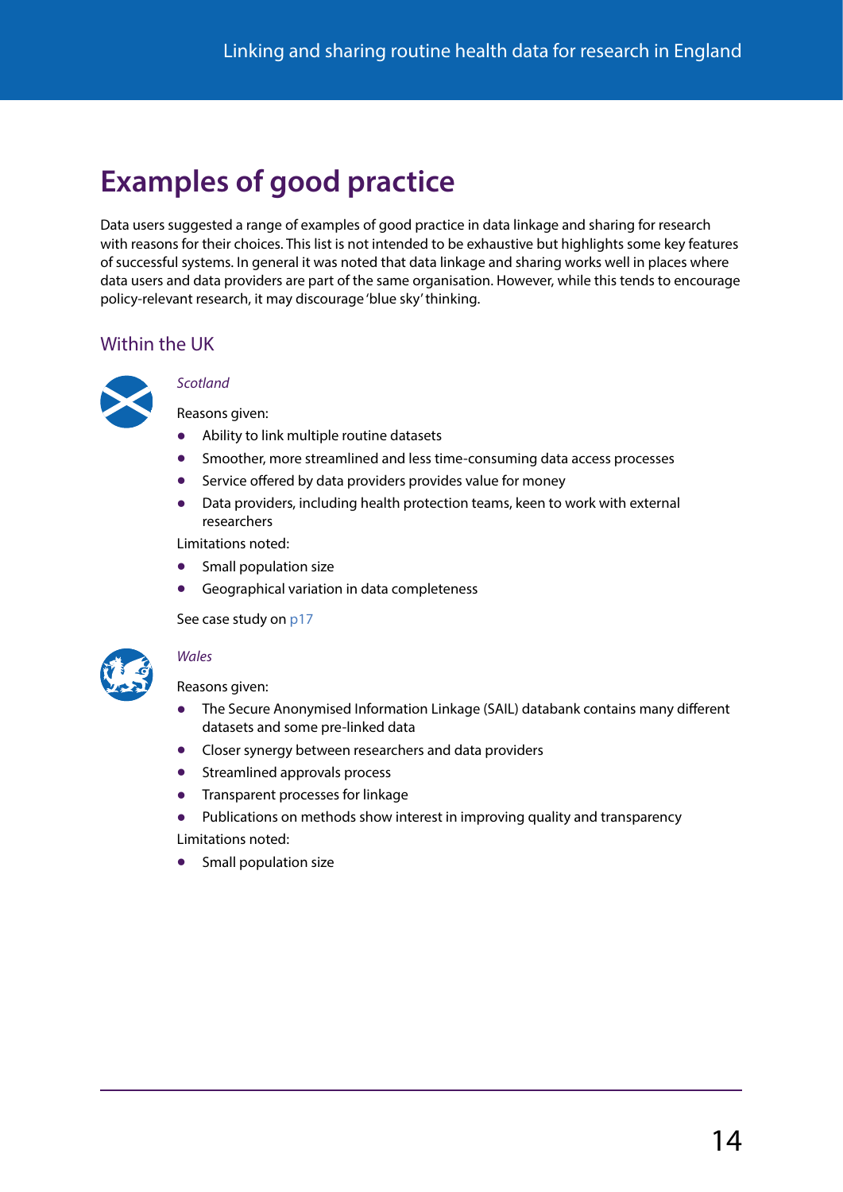# Examples of good practice

Data users suggested a range of examples of good practice in data linkage and sharing for research with reasons for their choices. This list is not intended to be exhaustive but highlights some key features of successful systems. In general it was noted that data linkage and sharing works well in places where data users and data providers are part of the same organisation. However, while this tends to encourage policy-relevant research, it may discourage 'blue sky' thinking.

## Within the UK

### *Scotland*

Reasons given:

- Ability to link multiple routine datasets
- Smoother, more streamlined and less time-consuming data access processes
- Service offered by data providers provides value for money
- Data providers, including health protection teams, keen to work with external researchers

Limitations noted:

- Small population size
- Geographical variation in data completeness

See case study on p17

### *Wales*

Reasons given:

- The Secure Anonymised Information Linkage (SAIL) databank contains many different datasets and some pre-linked data
- Closer synergy between researchers and data providers
- Streamlined approvals process
- Transparent processes for linkage
- Publications on methods show interest in improving quality and transparency

Limitations noted:

- Small population size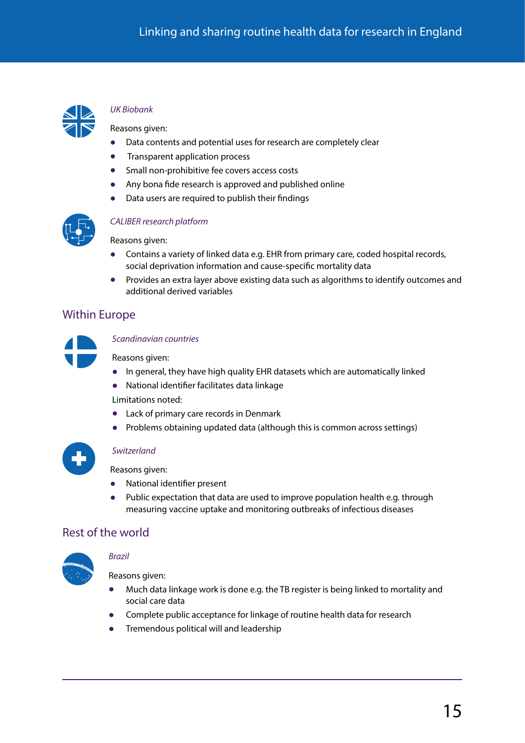*UK Biobank*

Reasons given:

- Data contents and potential uses for research are completely clear
- Transparent application process
- Small non-prohibitive fee covers access costs
- Any bona fide research is approved and published online
- Data users are required to publish their findings

*CALIBER research platform*

Reasons given:

- Contains a variety of linked data e.g. EHR from primary care, coded hospital records, social deprivation information and cause-specific mortality data
- Provides an extra layer above existing data such as algorithms to identify outcomes and additional derived variables

## Within Europe

*Scandinavian countries*

Reasons given:

- In general, they have high quality EHR datasets which are automatically linked
- National identifier facilitates data linkage

Limitations noted:

- Lack of primary care records in Denmark
- Problems obtaining updated data (although this is common across settings)

*Switzerland*

Reasons given:

- National identifier present
- Public expectation that data are used to improve population health e.g. through measuring vaccine uptake and monitoring outbreaks of infectious diseases

## Rest of the world

*Brazil*

Reasons given:

- Much data linkage work is done e.g. the TB register is being linked to mortality and social care data
- Complete public acceptance for linkage of routine health data for research
- Tremendous political will and leadership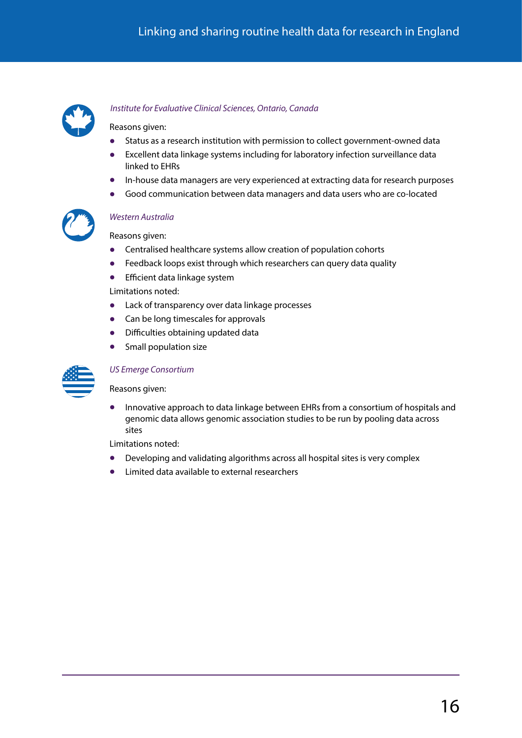*Institute for Evaluative Clinical Sciences, Ontario, Canada*

Reasons given:

- Status as a research institution with permission to collect government-owned data
- Excellent data linkage systems including for laboratory infection surveillance data linked to EHRs
- In-house data managers are very experienced at extracting data for research purposes
- Good communication between data managers and data users who are co-located

*Western Australia*

Reasons given:

- Centralised healthcare systems allow creation of population cohorts
- Feedback loops exist through which researchers can query data quality
- Efficient data linkage system

Limitations noted:

- Lack of transparency over data linkage processes
- Can be long timescales for approvals
- Difficulties obtaining updated data
- Small population size

*US Emerge Consortium*

Reasons given:

- Innovative approach to data linkage between EHRs from a consortium of hospitals and genomic data allows genomic association studies to be run by pooling data across sites

Limitations noted:

- Developing and validating algorithms across all hospital sites is very complex
- Limited data available to external researchers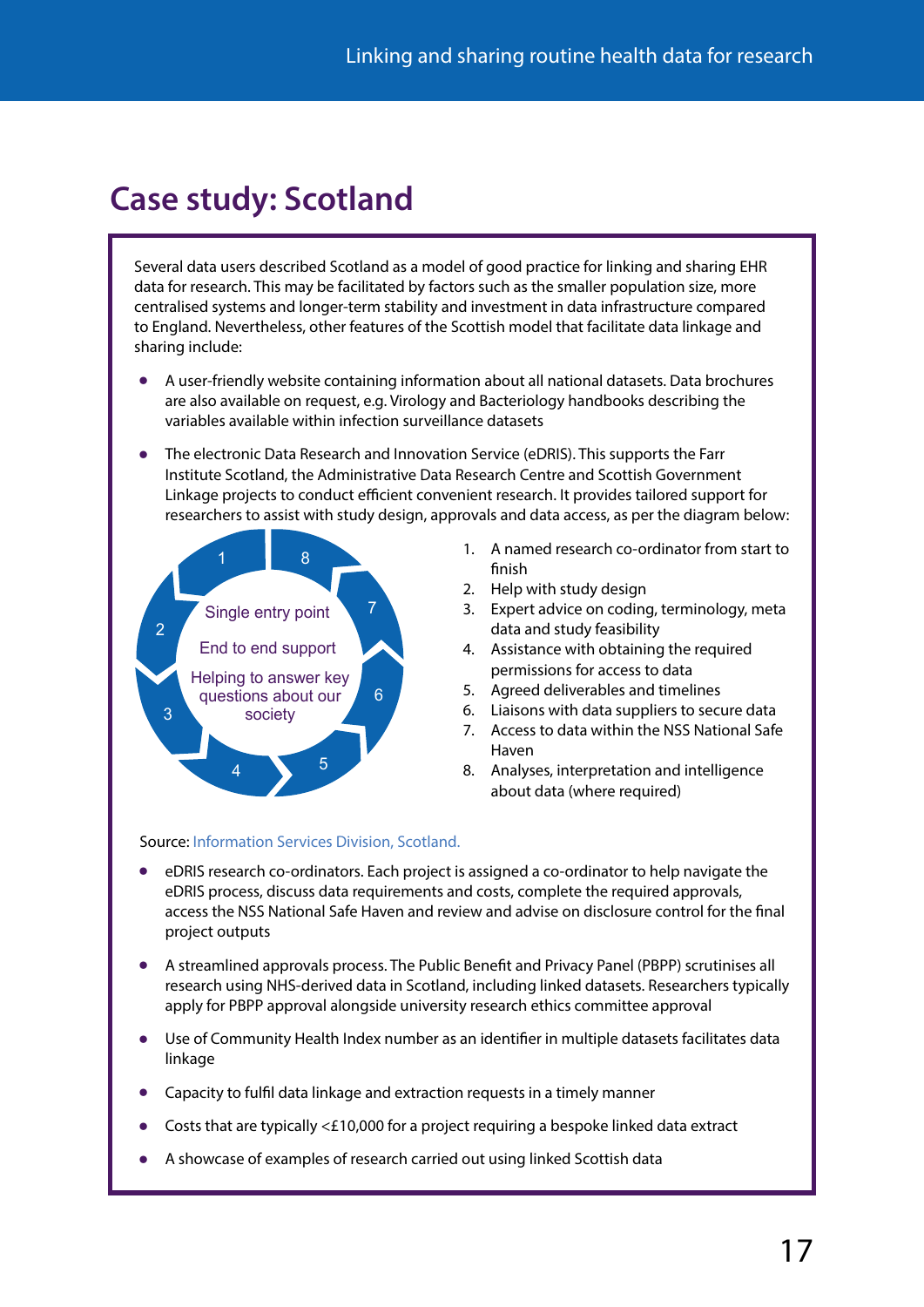# Case study: Scotland

Several data users described Scotland as a model of good practice for linking and sharing EHR data for research. This may be facilitated by factors such as the smaller population size, more centralised systems and longer-term stability and investment in data infrastructure compared to England. Nevertheless, other features of the Scottish model that facilitate data linkage and sharing include:

- A user-friendly website containing information about all national datasets. Data brochures are also available on request, e.g. Virology and Bacteriology handbooks describing the variables available within infection surveillance datasets
- The electronic Data Research and Innovation Service (eDRIS). This supports the Farr Institute Scotland, the Administrative Data Research Centre and Scottish Government Linkage projects to conduct efficient convenient research. It provides tailored support for researchers to assist with study design, approvals and data access, as per the diagram below:

Single entry point

End to end support

Helping to answer key questions about our society

1. A named research co-ordinator from start to finish
2. Help with study design
3. Expert advice on coding, terminology, meta data and study feasibility
4. Assistance with obtaining the required permissions for access to data
5. Agreed deliverables and timelines
6. Liaisons with data suppliers to secure data
7. Access to data within the NSS National Safe Haven
8. Analyses, interpretation and intelligence about data (where required)

Source: Information Services Division, Scotland.

- eDRIS research co-ordinators. Each project is assigned a co-ordinator to help navigate the eDRIS process, discuss data requirements and costs, complete the required approvals, access the NSS National Safe Haven and review and advise on disclosure control for the final project outputs
- A streamlined approvals process. The Public Benefit and Privacy Panel (PBPP) scrutinises all research using NHS-derived data in Scotland, including linked datasets. Researchers typically apply for PBPP approval alongside university research ethics committee approval
- Use of Community Health Index number as an identifier in multiple datasets facilitates data linkage
- Capacity to fulfil data linkage and extraction requests in a timely manner
- Costs that are typically <£10,000 for a project requiring a bespoke linked data extract
- A showcase of examples of research carried out using linked Scottish data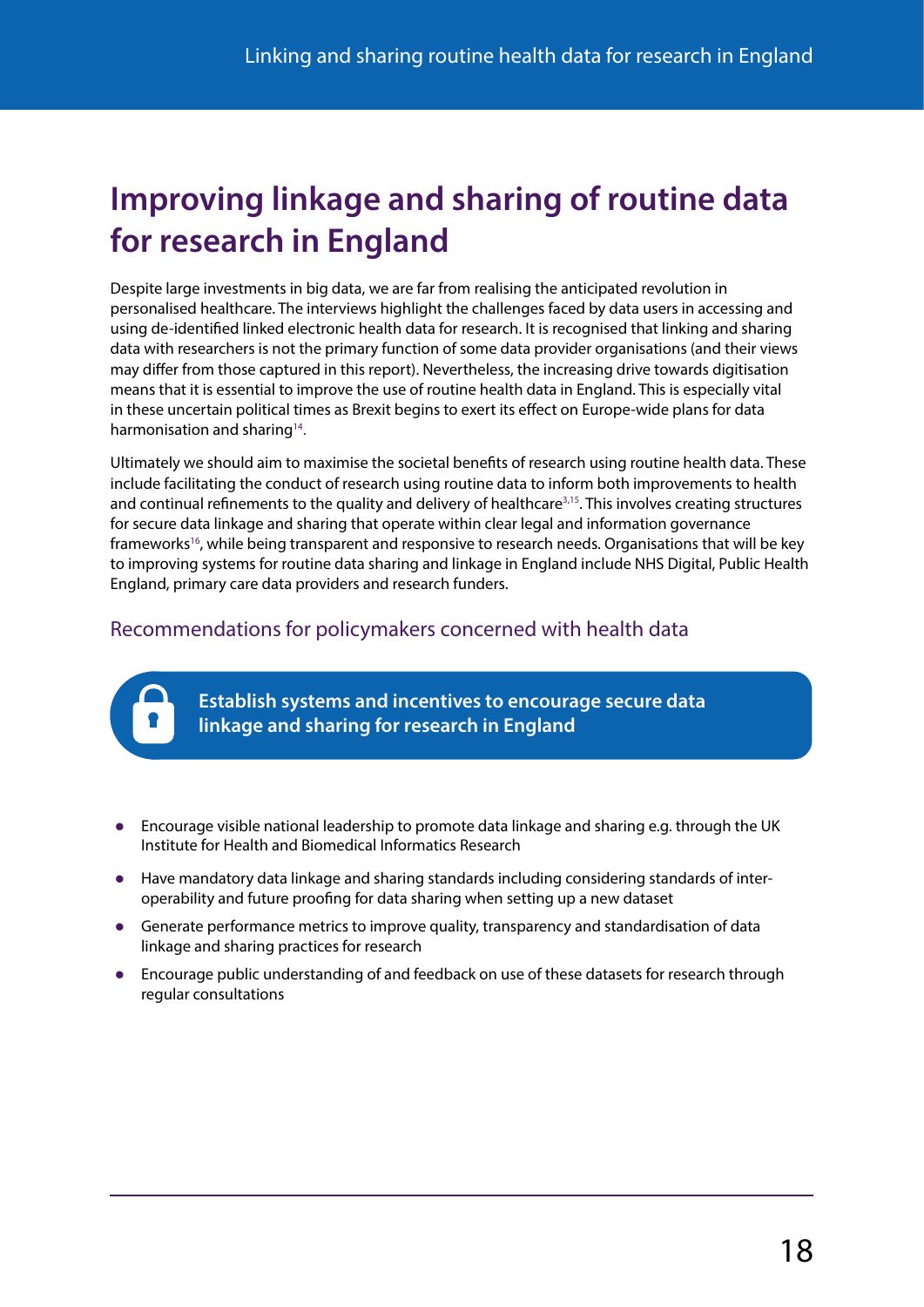# Improving linkage and sharing of routine data for research in England

Despite large investments in big data, we are far from realising the anticipated revolution in personalised healthcare. The interviews highlight the challenges faced by data users in accessing and using de-identified linked electronic health data for research. It is recognised that linking and sharing data with researchers is not the primary function of some data provider organisations (and their views may differ from those captured in this report). Nevertheless, the increasing drive towards digitisation means that it is essential to improve the use of routine health data in England. This is especially vital in these uncertain political times as Brexit begins to exert its effect on Europe-wide plans for data harmonisation and sharing[14].

Ultimately we should aim to maximise the societal benefits of research using routine health data. These include facilitating the conduct of research using routine data to inform both improvements to health and continual refinements to the quality and delivery of healthcare[3,15]. This involves creating structures for secure data linkage and sharing that operate within clear legal and information governance frameworks[16], while being transparent and responsive to research needs. Organisations that will be key to improving systems for routine data sharing and linkage in England include NHS Digital, Public Health England, primary care data providers and research funders.

## Recommendations for policymakers concerned with health data

**Establish systems and incentives to encourage secure data linkage and sharing for research in England**

- Encourage visible national leadership to promote data linkage and sharing e.g. through the UK Institute for Health and Biomedical Informatics Research
- Have mandatory data linkage and sharing standards including considering standards of inter-operability and future proofing for data sharing when setting up a new dataset
- Generate performance metrics to improve quality, transparency and standardisation of data linkage and sharing practices for research
- Encourage public understanding of and feedback on use of these datasets for research through regular consultations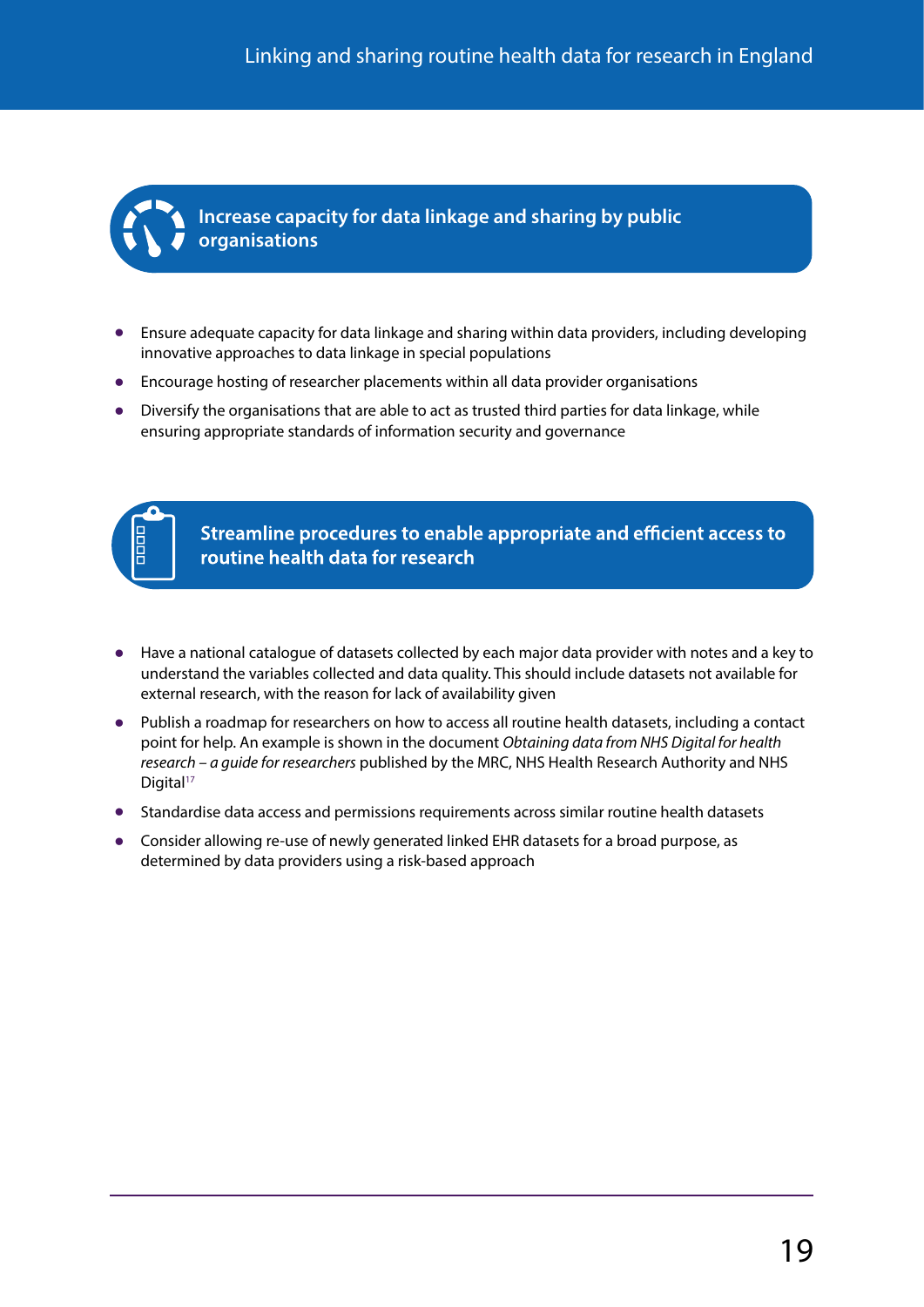## Increase capacity for data linkage and sharing by public organisations

- Ensure adequate capacity for data linkage and sharing within data providers, including developing innovative approaches to data linkage in special populations
- Encourage hosting of researcher placements within all data provider organisations
- Diversify the organisations that are able to act as trusted third parties for data linkage, while ensuring appropriate standards of information security and governance

## Streamline procedures to enable appropriate and efficient access to routine health data for research

- Have a national catalogue of datasets collected by each major data provider with notes and a key to understand the variables collected and data quality. This should include datasets not available for external research, with the reason for lack of availability given
- Publish a roadmap for researchers on how to access all routine health datasets, including a contact point for help. An example is shown in the document *Obtaining data from NHS Digital for health research – a guide for researchers* published by the MRC, NHS Health Research Authority and NHS Digital[17]
- Standardise data access and permissions requirements across similar routine health datasets
- Consider allowing re-use of newly generated linked EHR datasets for a broad purpose, as determined by data providers using a risk-based approach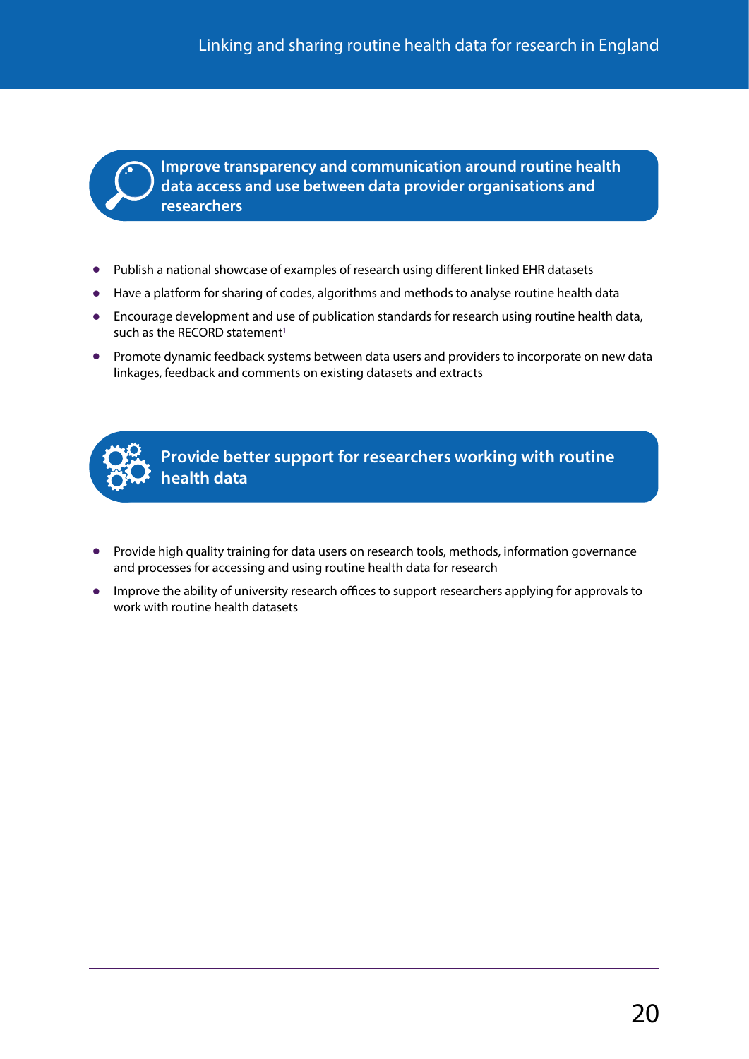## Improve transparency and communication around routine health data access and use between data provider organisations and researchers

- Publish a national showcase of examples of research using different linked EHR datasets
- Have a platform for sharing of codes, algorithms and methods to analyse routine health data
- Encourage development and use of publication standards for research using routine health data, such as the RECORD statement[1]
- Promote dynamic feedback systems between data users and providers to incorporate on new data linkages, feedback and comments on existing datasets and extracts

## Provide better support for researchers working with routine health data

- Provide high quality training for data users on research tools, methods, information governance and processes for accessing and using routine health data for research
- Improve the ability of university research offices to support researchers applying for approvals to work with routine health datasets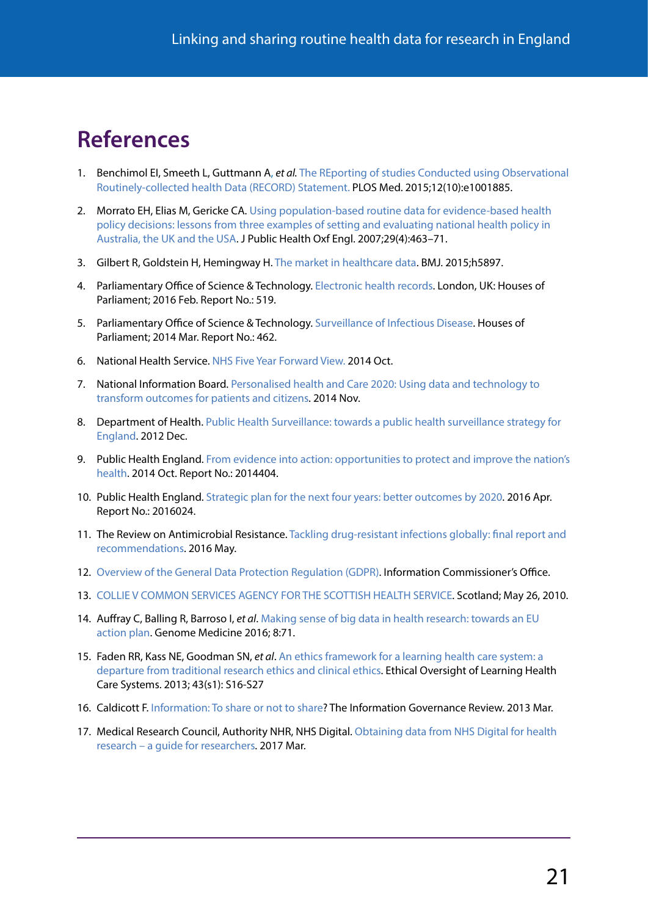# References

1. Benchimol EI, Smeeth L, Guttmann A, *et al*. The REporting of studies Conducted using Observational Routinely-collected health Data (RECORD) Statement. PLOS Med. 2015;12(10):e1001885.

2. Morrato EH, Elias M, Gericke CA. Using population-based routine data for evidence-based health policy decisions: lessons from three examples of setting and evaluating national health policy in Australia, the UK and the USA. J Public Health Oxf Engl. 2007;29(4):463–71.

3. Gilbert R, Goldstein H, Hemingway H. The market in healthcare data. BMJ. 2015;h5897.

4. Parliamentary Office of Science & Technology. Electronic health records. London, UK: Houses of Parliament; 2016 Feb. Report No.: 519.

5. Parliamentary Office of Science & Technology. Surveillance of Infectious Disease. Houses of Parliament; 2014 Mar. Report No.: 462.

6. National Health Service. NHS Five Year Forward View. 2014 Oct.

7. National Information Board. Personalised health and Care 2020: Using data and technology to transform outcomes for patients and citizens. 2014 Nov.

8. Department of Health. Public Health Surveillance: towards a public health surveillance strategy for England. 2012 Dec.

9. Public Health England. From evidence into action: opportunities to protect and improve the nation's health. 2014 Oct. Report No.: 2014404.

10. Public Health England. Strategic plan for the next four years: better outcomes by 2020. 2016 Apr. Report No.: 2016024.

11. The Review on Antimicrobial Resistance. Tackling drug-resistant infections globally: final report and recommendations. 2016 May.

12. Overview of the General Data Protection Regulation (GDPR). Information Commissioner's Office.

13. COLLIE V COMMON SERVICES AGENCY FOR THE SCOTTISH HEALTH SERVICE. Scotland; May 26, 2010.

14. Auffray C, Balling R, Barroso I, *et al*. Making sense of big data in health research: towards an EU action plan. Genome Medicine 2016; 8:71.

15. Faden RR, Kass NE, Goodman SN, *et al*. An ethics framework for a learning health care system: a departure from traditional research ethics and clinical ethics. Ethical Oversight of Learning Health Care Systems. 2013; 43(s1): S16-S27

16. Caldicott F. Information: To share or not to share? The Information Governance Review. 2013 Mar.

17. Medical Research Council, Authority NHR, NHS Digital. Obtaining data from NHS Digital for health research – a guide for researchers. 2017 Mar.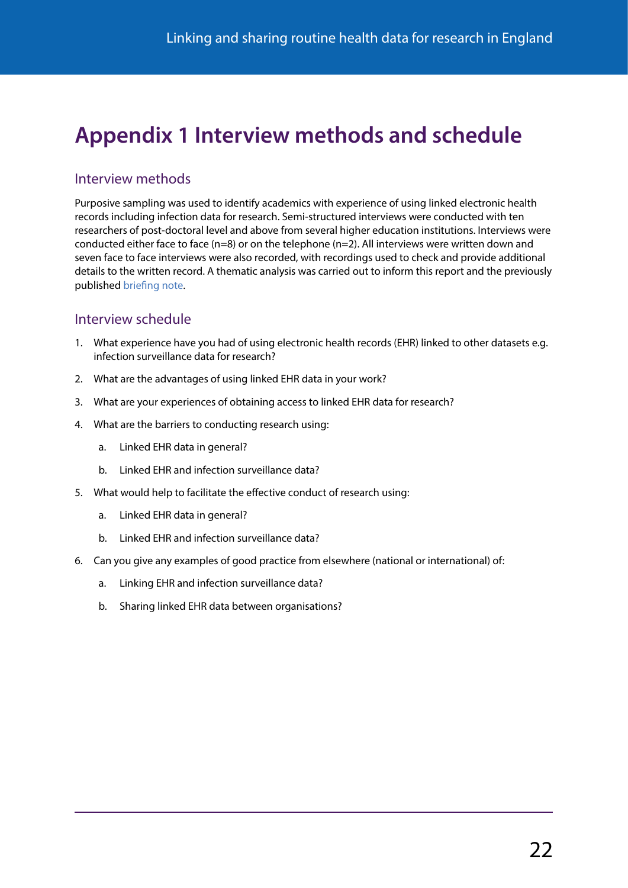# Appendix 1 Interview methods and schedule

## Interview methods

Purposive sampling was used to identify academics with experience of using linked electronic health records including infection data for research. Semi-structured interviews were conducted with ten researchers of post-doctoral level and above from several higher education institutions. Interviews were conducted either face to face (n=8) or on the telephone (n=2). All interviews were written down and seven face to face interviews were also recorded, with recordings used to check and provide additional details to the written record. A thematic analysis was carried out to inform this report and the previously published briefing note.

## Interview schedule

1. What experience have you had of using electronic health records (EHR) linked to other datasets e.g. infection surveillance data for research?
2. What are the advantages of using linked EHR data in your work?
3. What are your experiences of obtaining access to linked EHR data for research?
4. What are the barriers to conducting research using:
   a. Linked EHR data in general?
   b. Linked EHR and infection surveillance data?
5. What would help to facilitate the effective conduct of research using:
   a. Linked EHR data in general?
   b. Linked EHR and infection surveillance data?
6. Can you give any examples of good practice from elsewhere (national or international) of:
   a. Linking EHR and infection surveillance data?
   b. Sharing linked EHR data between organisations?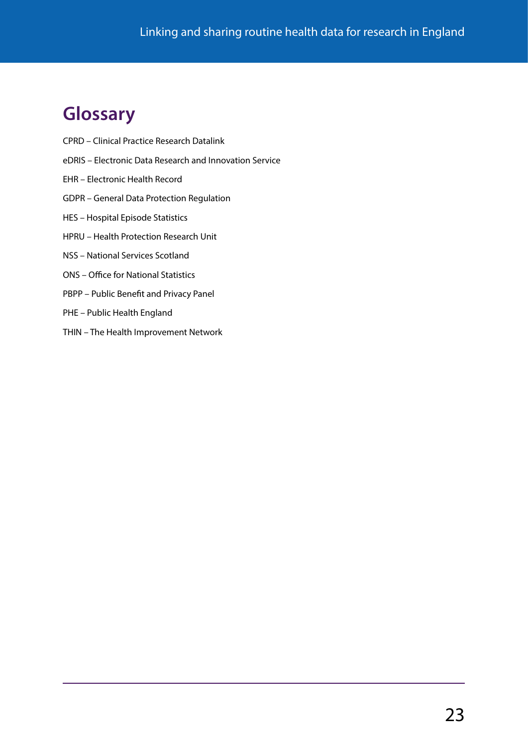# Glossary

CPRD – Clinical Practice Research Datalink

eDRIS – Electronic Data Research and Innovation Service

EHR – Electronic Health Record

GDPR – General Data Protection Regulation

HES – Hospital Episode Statistics

HPRU – Health Protection Research Unit

NSS – National Services Scotland

ONS – Office for National Statistics

PBPP – Public Benefit and Privacy Panel

PHE – Public Health England

THIN – The Health Improvement Network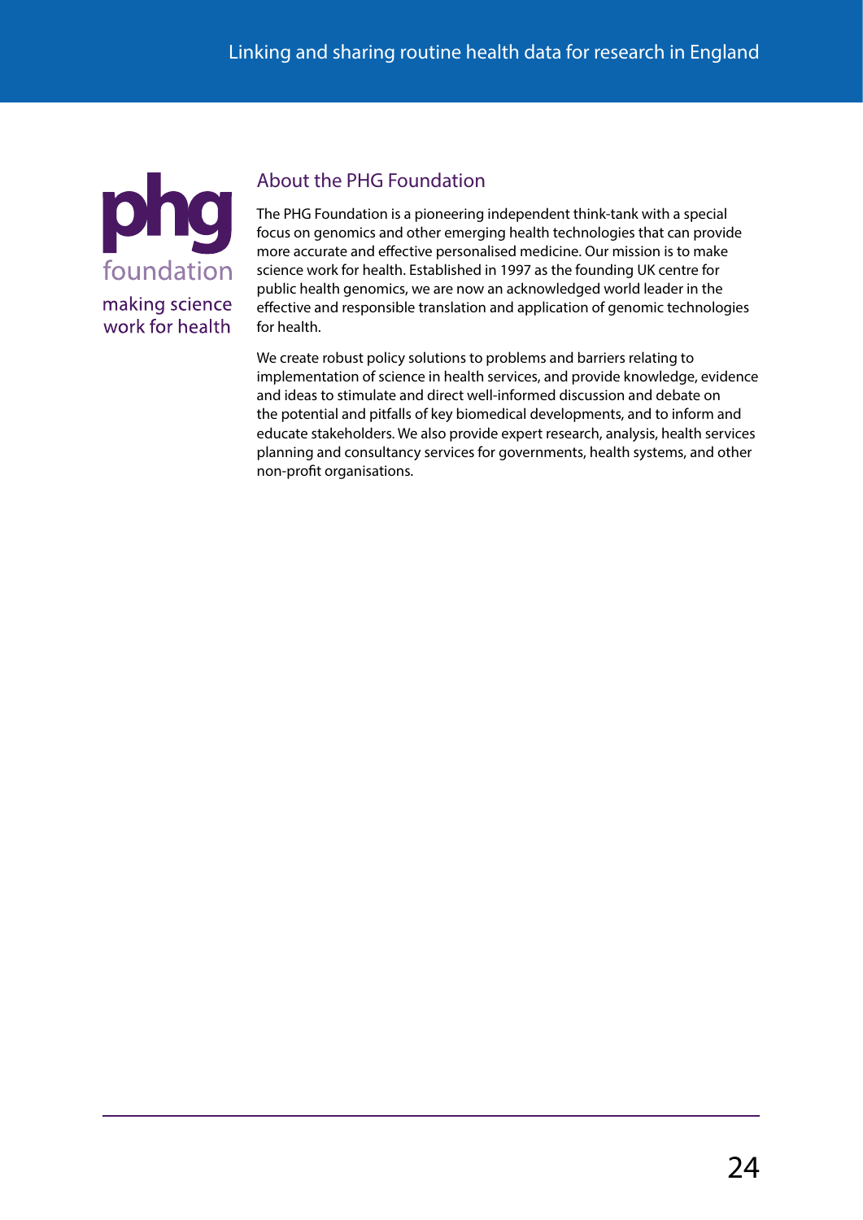phg foundation

making science work for health

## About the PHG Foundation

The PHG Foundation is a pioneering independent think-tank with a special focus on genomics and other emerging health technologies that can provide more accurate and effective personalised medicine. Our mission is to make science work for health. Established in 1997 as the founding UK centre for public health genomics, we are now an acknowledged world leader in the effective and responsible translation and application of genomic technologies for health.

We create robust policy solutions to problems and barriers relating to implementation of science in health services, and provide knowledge, evidence and ideas to stimulate and direct well-informed discussion and debate on the potential and pitfalls of key biomedical developments, and to inform and educate stakeholders. We also provide expert research, analysis, health services planning and consultancy services for governments, health systems, and other non-profit organisations.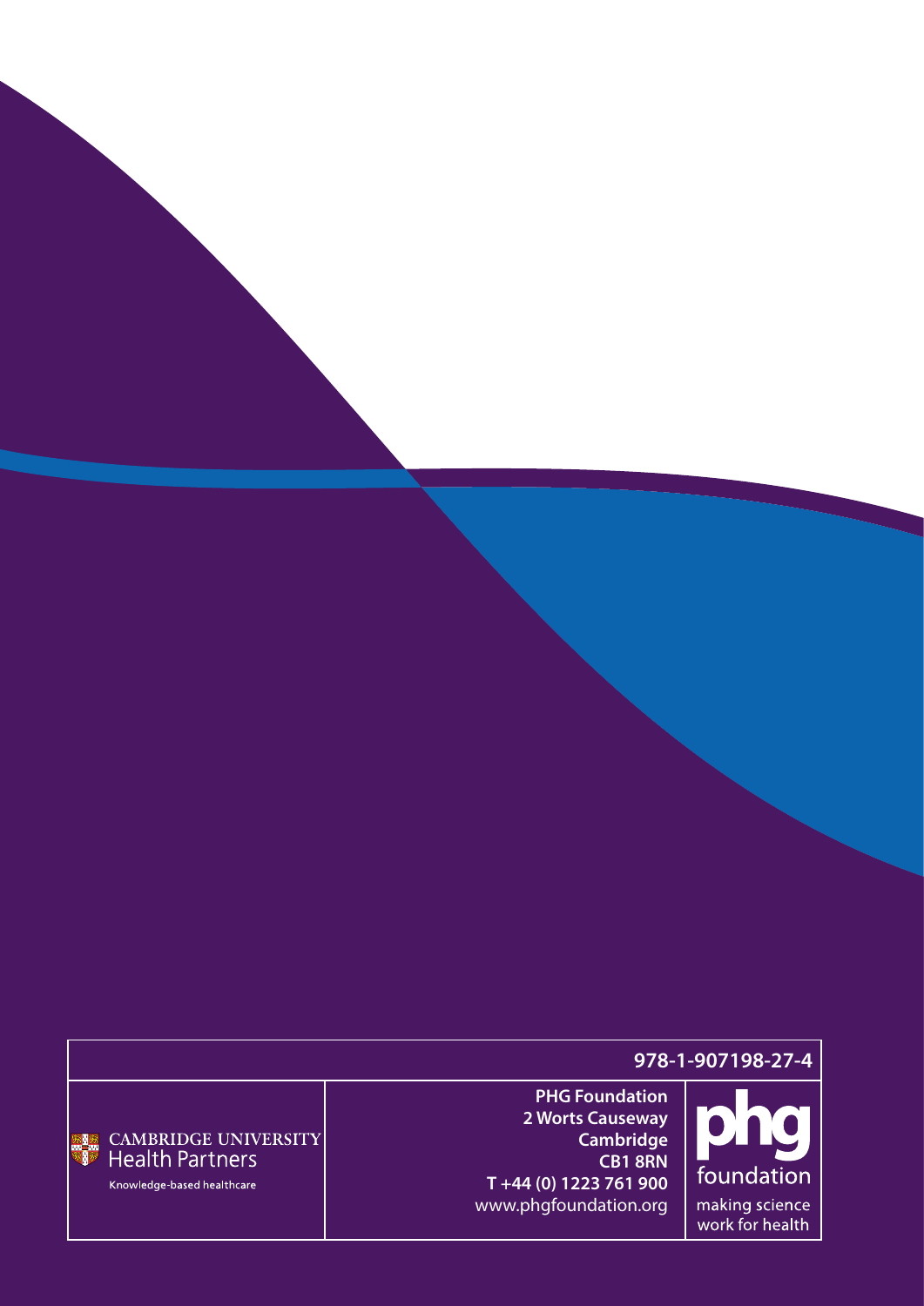978-1-907198-27-4

CAMBRIDGE UNIVERSITY
Health Partners

Knowledge-based healthcare

**PHG Foundation**
**2 Worts Causeway**
**Cambridge**
**CB1 8RN**
**T +44 (0) 1223 761 900**
www.phgfoundation.org

phg
foundation

making science
work for health